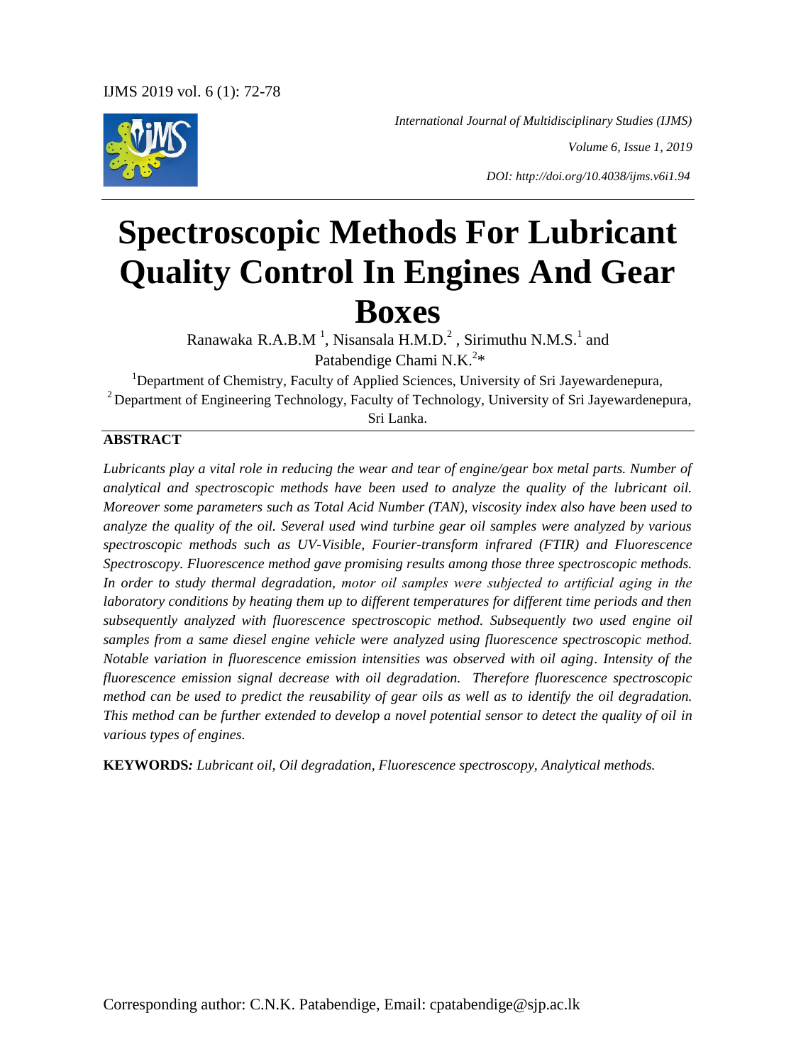*International Journal of Multidisciplinary Studies (IJMS)*

*Volume 6, Issue 1, 2019*

*DOI: http://doi.org/10.4038/ijms.v6i1.94*

# Spectroscopic Methods For Lubricant Quality Control In Engines And Gear Boxes

Ranawaka R.A.B.M [1], Nisansala H.M.D.[2], Sirimuthu N.M.S.[1] and Patabendige Chami N.K.[2]*

[1]Department of Chemistry, Faculty of Applied Sciences, University of Sri Jayewardenepura,
[2]Department of Engineering Technology, Faculty of Technology, University of Sri Jayewardenepura, Sri Lanka.

## ABSTRACT

*Lubricants play a vital role in reducing the wear and tear of engine/gear box metal parts. Number of analytical and spectroscopic methods have been used to analyze the quality of the lubricant oil. Moreover some parameters such as Total Acid Number (TAN), viscosity index also have been used to analyze the quality of the oil. Several used wind turbine gear oil samples were analyzed by various spectroscopic methods such as UV-Visible, Fourier-transform infrared (FTIR) and Fluorescence Spectroscopy. Fluorescence method gave promising results among those three spectroscopic methods. In order to study thermal degradation, motor oil samples were subjected to artificial aging in the laboratory conditions by heating them up to different temperatures for different time periods and then subsequently analyzed with fluorescence spectroscopic method. Subsequently two used engine oil samples from a same diesel engine vehicle were analyzed using fluorescence spectroscopic method. Notable variation in fluorescence emission intensities was observed with oil aging. Intensity of the fluorescence emission signal decrease with oil degradation. Therefore fluorescence spectroscopic method can be used to predict the reusability of gear oils as well as to identify the oil degradation. This method can be further extended to develop a novel potential sensor to detect the quality of oil in various types of engines.*

**KEYWORDS:** *Lubricant oil, Oil degradation, Fluorescence spectroscopy, Analytical methods.*

Corresponding author: C.N.K. Patabendige, Email: cpatabendige@sjp.ac.lk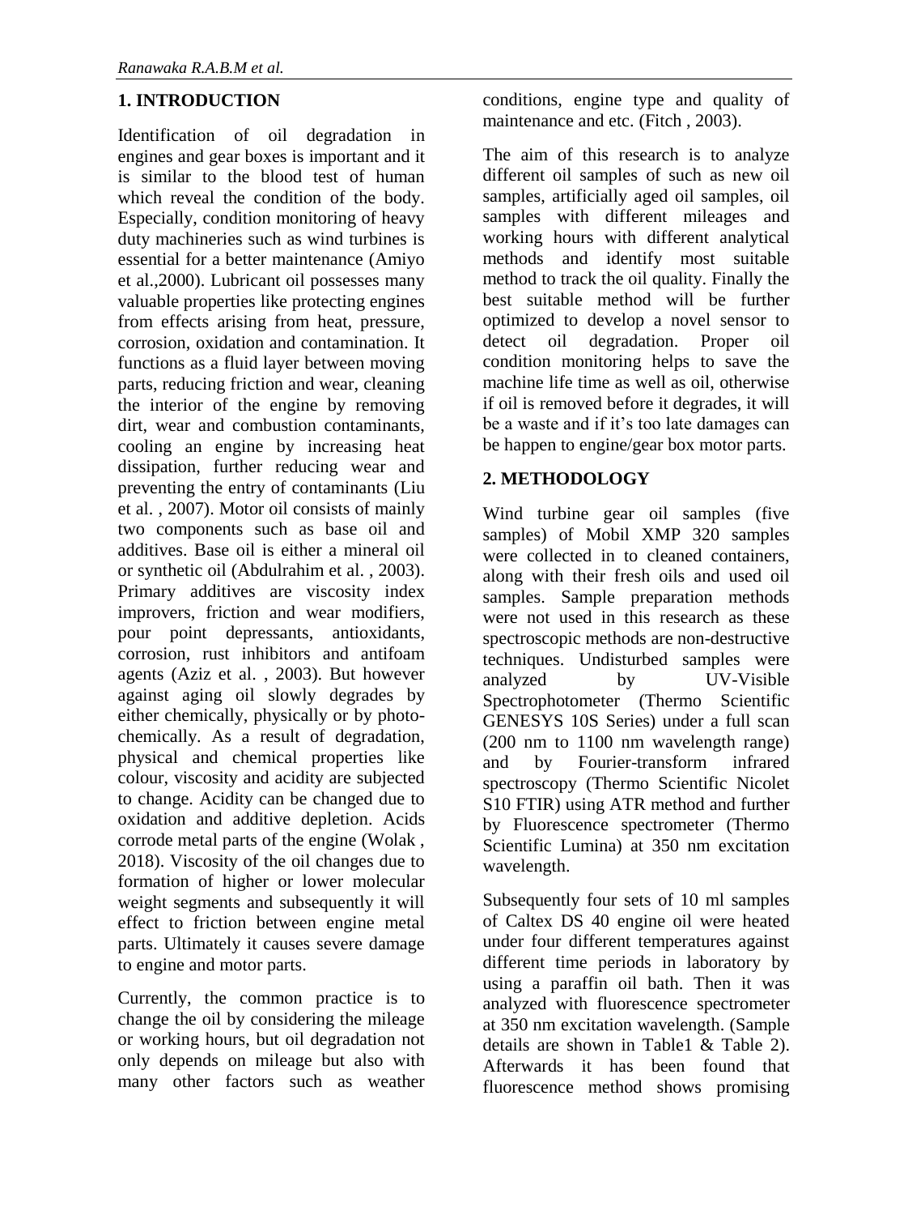## 1. INTRODUCTION

Identification of oil degradation in engines and gear boxes is important and it is similar to the blood test of human which reveal the condition of the body. Especially, condition monitoring of heavy duty machineries such as wind turbines is essential for a better maintenance (Amiyo et al.,2000). Lubricant oil possesses many valuable properties like protecting engines from effects arising from heat, pressure, corrosion, oxidation and contamination. It functions as a fluid layer between moving parts, reducing friction and wear, cleaning the interior of the engine by removing dirt, wear and combustion contaminants, cooling an engine by increasing heat dissipation, further reducing wear and preventing the entry of contaminants (Liu et al. , 2007). Motor oil consists of mainly two components such as base oil and additives. Base oil is either a mineral oil or synthetic oil (Abdulrahim et al. , 2003). Primary additives are viscosity index improvers, friction and wear modifiers, pour point depressants, antioxidants, corrosion, rust inhibitors and antifoam agents (Aziz et al. , 2003). But however against aging oil slowly degrades by either chemically, physically or by photo-chemically. As a result of degradation, physical and chemical properties like colour, viscosity and acidity are subjected to change. Acidity can be changed due to oxidation and additive depletion. Acids corrode metal parts of the engine (Wolak , 2018). Viscosity of the oil changes due to formation of higher or lower molecular weight segments and subsequently it will effect to friction between engine metal parts. Ultimately it causes severe damage to engine and motor parts.

Currently, the common practice is to change the oil by considering the mileage or working hours, but oil degradation not only depends on mileage but also with many other factors such as weather conditions, engine type and quality of maintenance and etc. (Fitch , 2003).

The aim of this research is to analyze different oil samples of such as new oil samples, artificially aged oil samples, oil samples with different mileages and working hours with different analytical methods and identify most suitable method to track the oil quality. Finally the best suitable method will be further optimized to develop a novel sensor to detect oil degradation. Proper oil condition monitoring helps to save the machine life time as well as oil, otherwise if oil is removed before it degrades, it will be a waste and if it's too late damages can be happen to engine/gear box motor parts.

## 2. METHODOLOGY

Wind turbine gear oil samples (five samples) of Mobil XMP 320 samples were collected in to cleaned containers, along with their fresh oils and used oil samples. Sample preparation methods were not used in this research as these spectroscopic methods are non-destructive techniques. Undisturbed samples were analyzed by UV-Visible Spectrophotometer (Thermo Scientific GENESYS 10S Series) under a full scan (200 nm to 1100 nm wavelength range) and by Fourier-transform infrared spectroscopy (Thermo Scientific Nicolet S10 FTIR) using ATR method and further by Fluorescence spectrometer (Thermo Scientific Lumina) at 350 nm excitation wavelength.

Subsequently four sets of 10 ml samples of Caltex DS 40 engine oil were heated under four different temperatures against different time periods in laboratory by using a paraffin oil bath. Then it was analyzed with fluorescence spectrometer at 350 nm excitation wavelength. (Sample details are shown in Table1 & Table 2). Afterwards it has been found that fluorescence method shows promising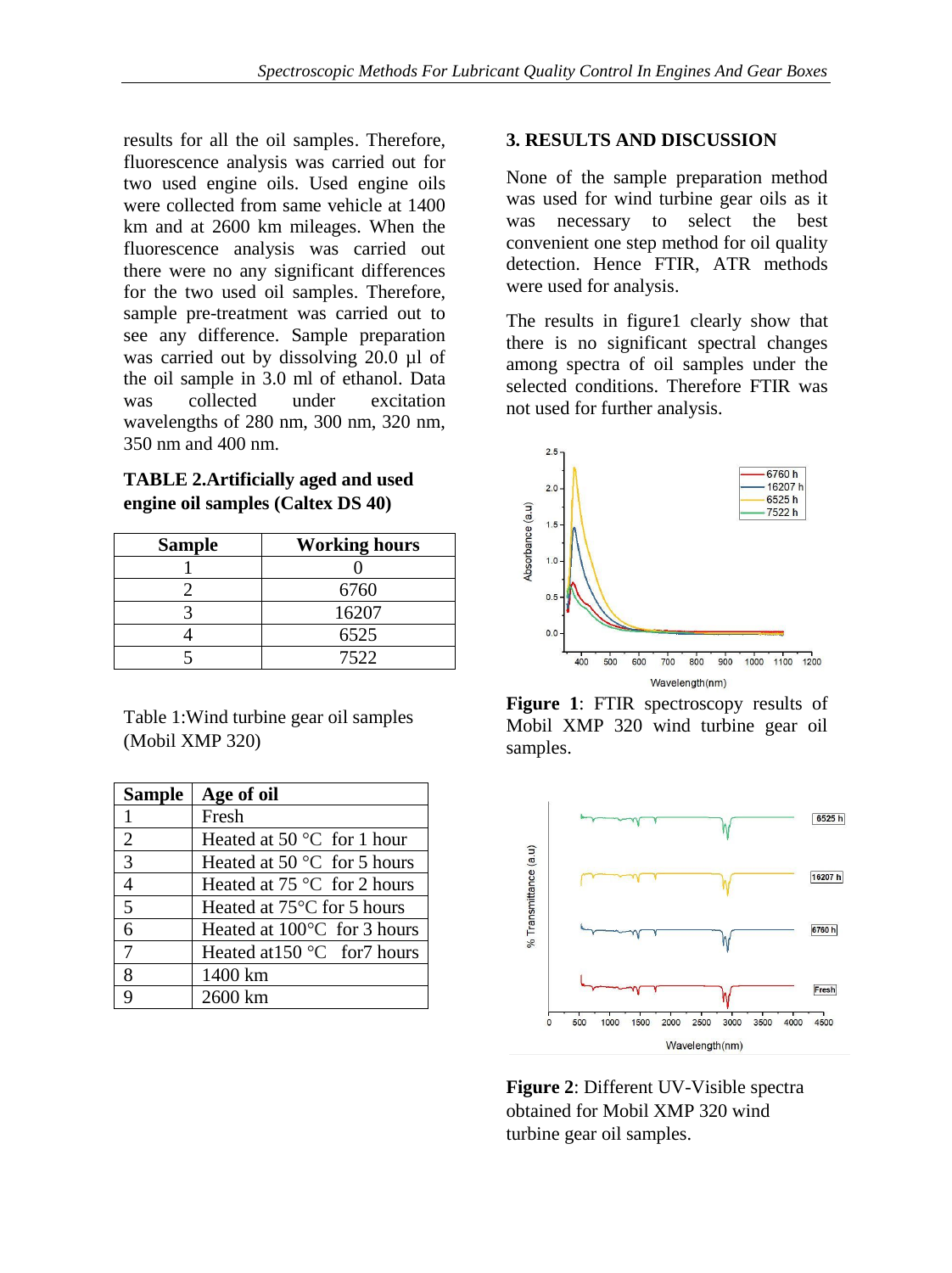results for all the oil samples. Therefore, fluorescence analysis was carried out for two used engine oils. Used engine oils were collected from same vehicle at 1400 km and at 2600 km mileages. When the fluorescence analysis was carried out there were no any significant differences for the two used oil samples. Therefore, sample pre-treatment was carried out to see any difference. Sample preparation was carried out by dissolving 20.0 µl of the oil sample in 3.0 ml of ethanol. Data was collected under excitation wavelengths of 280 nm, 300 nm, 320 nm, 350 nm and 400 nm.

**TABLE 2.Artificially aged and used engine oil samples (Caltex DS 40)**

| Sample | Working hours |
|---|---|
| 1 | 0 |
| 2 | 6760 |
| 3 | 16207 |
| 4 | 6525 |
| 5 | 7522 |

Table 1:Wind turbine gear oil samples (Mobil XMP 320)

| Sample | Age of oil |
|---|---|
| 1 | Fresh |
| 2 | Heated at 50 °C for 1 hour |
| 3 | Heated at 50 °C for 5 hours |
| 4 | Heated at 75 °C for 2 hours |
| 5 | Heated at 75°C for 5 hours |
| 6 | Heated at 100°C for 3 hours |
| 7 | Heated at150 °C for7 hours |
| 8 | 1400 km |
| 9 | 2600 km |

## 3. RESULTS AND DISCUSSION

None of the sample preparation method was used for wind turbine gear oils as it was necessary to select the best convenient one step method for oil quality detection. Hence FTIR, ATR methods were used for analysis.

The results in figure1 clearly show that there is no significant spectral changes among spectra of oil samples under the selected conditions. Therefore FTIR was not used for further analysis.

**Figure 1**: FTIR spectroscopy results of Mobil XMP 320 wind turbine gear oil samples.

**Figure 2**: Different UV-Visible spectra obtained for Mobil XMP 320 wind turbine gear oil samples.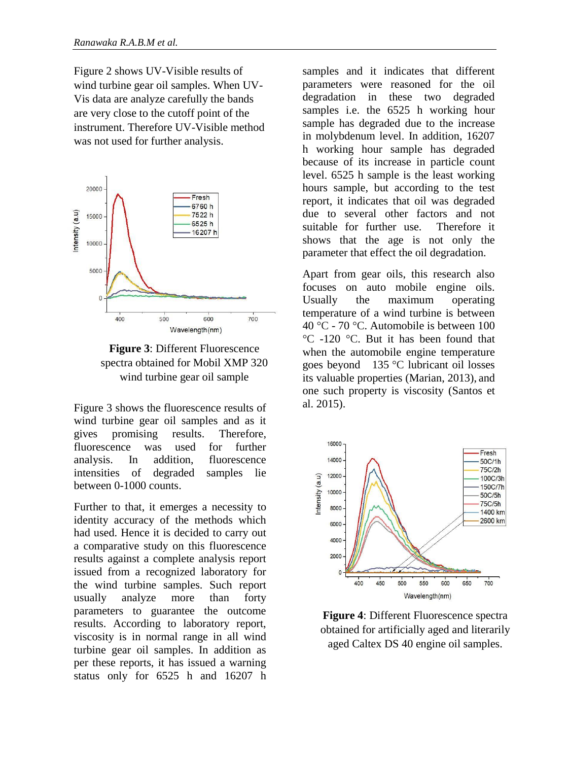Figure 2 shows UV-Visible results of wind turbine gear oil samples. When UV-Vis data are analyze carefully the bands are very close to the cutoff point of the instrument. Therefore UV-Visible method was not used for further analysis.

**Figure 3**: Different Fluorescence spectra obtained for Mobil XMP 320 wind turbine gear oil sample

Figure 3 shows the fluorescence results of wind turbine gear oil samples and as it gives promising results. Therefore, fluorescence was used for further analysis. In addition, fluorescence intensities of degraded samples lie between 0-1000 counts.

Further to that, it emerges a necessity to identity accuracy of the methods which had used. Hence it is decided to carry out a comparative study on this fluorescence results against a complete analysis report issued from a recognized laboratory for the wind turbine samples. Such report usually analyze more than forty parameters to guarantee the outcome results. According to laboratory report, viscosity is in normal range in all wind turbine gear oil samples. In addition as per these reports, it has issued a warning status only for 6525 h and 16207 h samples and it indicates that different parameters were reasoned for the oil degradation in these two degraded samples i.e. the 6525 h working hour sample has degraded due to the increase in molybdenum level. In addition, 16207 h working hour sample has degraded because of its increase in particle count level. 6525 h sample is the least working hours sample, but according to the test report, it indicates that oil was degraded due to several other factors and not suitable for further use. Therefore it shows that the age is not only the parameter that effect the oil degradation.

Apart from gear oils, this research also focuses on auto mobile engine oils. Usually the maximum operating temperature of a wind turbine is between 40 °C - 70 °C. Automobile is between 100 °C -120 °C. But it has been found that when the automobile engine temperature goes beyond 135 °C lubricant oil losses its valuable properties (Marian, 2013), and one such property is viscosity (Santos et al. 2015).

**Figure 4**: Different Fluorescence spectra obtained for artificially aged and literarily aged Caltex DS 40 engine oil samples.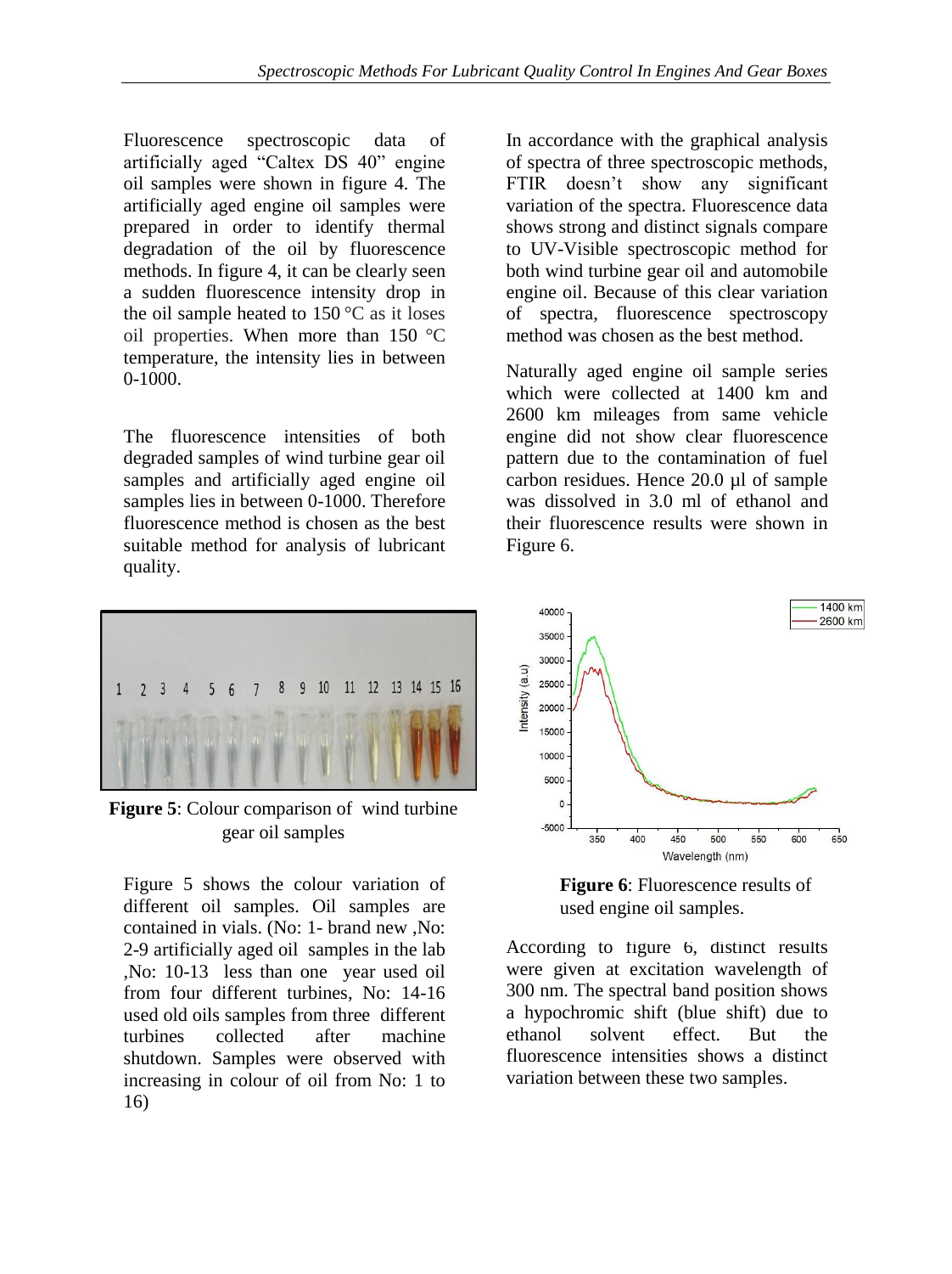Fluorescence spectroscopic data of artificially aged "Caltex DS 40" engine oil samples were shown in figure 4. The artificially aged engine oil samples were prepared in order to identify thermal degradation of the oil by fluorescence methods. In figure 4, it can be clearly seen a sudden fluorescence intensity drop in the oil sample heated to 150 °C as it loses oil properties. When more than 150 °C temperature, the intensity lies in between 0-1000.

The fluorescence intensities of both degraded samples of wind turbine gear oil samples and artificially aged engine oil samples lies in between 0-1000. Therefore fluorescence method is chosen as the best suitable method for analysis of lubricant quality.

**Figure 5**: Colour comparison of wind turbine gear oil samples

Figure 5 shows the colour variation of different oil samples. Oil samples are contained in vials. (No: 1- brand new ,No: 2-9 artificially aged oil samples in the lab ,No: 10-13 less than one year used oil from four different turbines, No: 14-16 used old oils samples from three different turbines collected after machine shutdown. Samples were observed with increasing in colour of oil from No: 1 to 16)

In accordance with the graphical analysis of spectra of three spectroscopic methods, FTIR doesn't show any significant variation of the spectra. Fluorescence data shows strong and distinct signals compare to UV-Visible spectroscopic method for both wind turbine gear oil and automobile engine oil. Because of this clear variation of spectra, fluorescence spectroscopy method was chosen as the best method.

Naturally aged engine oil sample series which were collected at 1400 km and 2600 km mileages from same vehicle engine did not show clear fluorescence pattern due to the contamination of fuel carbon residues. Hence 20.0 µl of sample was dissolved in 3.0 ml of ethanol and their fluorescence results were shown in Figure 6.

**Figure 6**: Fluorescence results of used engine oil samples.

According to figure 6, distinct results were given at excitation wavelength of 300 nm. The spectral band position shows a hypochromic shift (blue shift) due to ethanol solvent effect. But the fluorescence intensities shows a distinct variation between these two samples.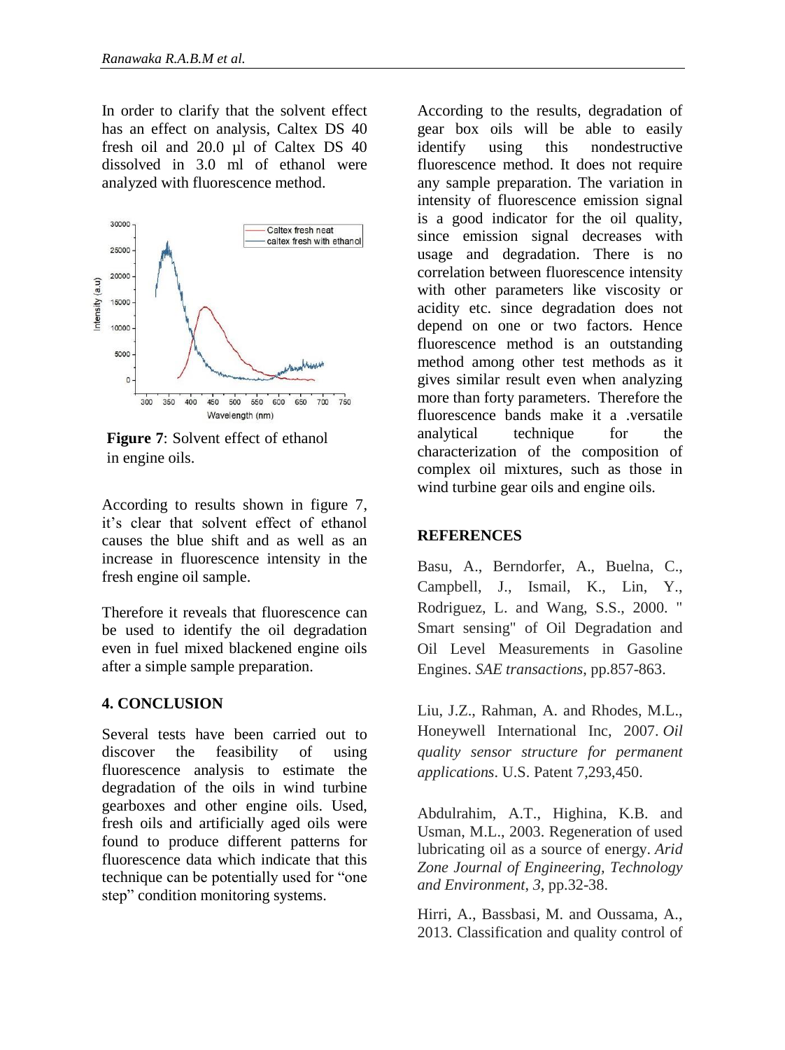In order to clarify that the solvent effect has an effect on analysis, Caltex DS 40 fresh oil and 20.0 µl of Caltex DS 40 dissolved in 3.0 ml of ethanol were analyzed with fluorescence method.

**Figure 7**: Solvent effect of ethanol in engine oils.

According to results shown in figure 7, it's clear that solvent effect of ethanol causes the blue shift and as well as an increase in fluorescence intensity in the fresh engine oil sample.

Therefore it reveals that fluorescence can be used to identify the oil degradation even in fuel mixed blackened engine oils after a simple sample preparation.

## 4. CONCLUSION

Several tests have been carried out to discover the feasibility of using fluorescence analysis to estimate the degradation of the oils in wind turbine gearboxes and other engine oils. Used, fresh oils and artificially aged oils were found to produce different patterns for fluorescence data which indicate that this technique can be potentially used for "one step" condition monitoring systems.

According to the results, degradation of gear box oils will be able to easily identify using this nondestructive fluorescence method. It does not require any sample preparation. The variation in intensity of fluorescence emission signal is a good indicator for the oil quality, since emission signal decreases with usage and degradation. There is no correlation between fluorescence intensity with other parameters like viscosity or acidity etc. since degradation does not depend on one or two factors. Hence fluorescence method is an outstanding method among other test methods as it gives similar result even when analyzing more than forty parameters. Therefore the fluorescence bands make it a .versatile analytical technique for the characterization of the composition of complex oil mixtures, such as those in wind turbine gear oils and engine oils.

## REFERENCES

Basu, A., Berndorfer, A., Buelna, C., Campbell, J., Ismail, K., Lin, Y., Rodriguez, L. and Wang, S.S., 2000. " Smart sensing" of Oil Degradation and Oil Level Measurements in Gasoline Engines. *SAE transactions*, pp.857-863.

Liu, J.Z., Rahman, A. and Rhodes, M.L., Honeywell International Inc, 2007. *Oil quality sensor structure for permanent applications*. U.S. Patent 7,293,450.

Abdulrahim, A.T., Highina, K.B. and Usman, M.L., 2003. Regeneration of used lubricating oil as a source of energy. *Arid Zone Journal of Engineering, Technology and Environment*, *3*, pp.32-38.

Hirri, A., Bassbasi, M. and Oussama, A., 2013. Classification and quality control of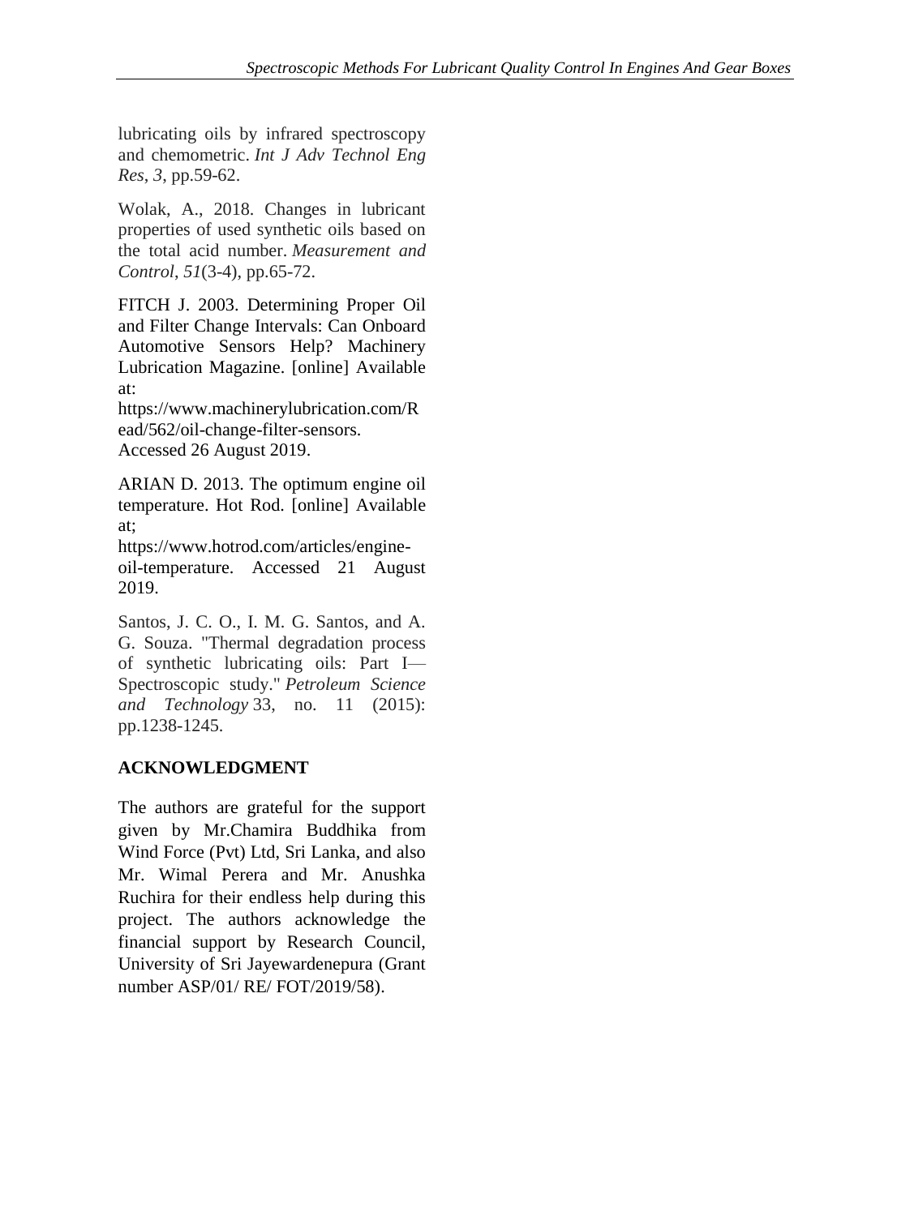lubricating oils by infrared spectroscopy and chemometric. *Int J Adv Technol Eng Res*, *3*, pp.59-62.

Wolak, A., 2018. Changes in lubricant properties of used synthetic oils based on the total acid number. *Measurement and Control*, *51*(3-4), pp.65-72.

FITCH J. 2003. Determining Proper Oil and Filter Change Intervals: Can Onboard Automotive Sensors Help? Machinery Lubrication Magazine. [online] Available at: https://www.machinerylubrication.com/Read/562/oil-change-filter-sensors. Accessed 26 August 2019.

ARIAN D. 2013. The optimum engine oil temperature. Hot Rod. [online] Available at; https://www.hotrod.com/articles/engine-oil-temperature. Accessed 21 August 2019.

Santos, J. C. O., I. M. G. Santos, and A. G. Souza. "Thermal degradation process of synthetic lubricating oils: Part I—Spectroscopic study." *Petroleum Science and Technology* 33, no. 11 (2015): pp.1238-1245.

## ACKNOWLEDGMENT

The authors are grateful for the support given by Mr.Chamira Buddhika from Wind Force (Pvt) Ltd, Sri Lanka, and also Mr. Wimal Perera and Mr. Anushka Ruchira for their endless help during this project. The authors acknowledge the financial support by Research Council, University of Sri Jayewardenepura (Grant number ASP/01/ RE/ FOT/2019/58).